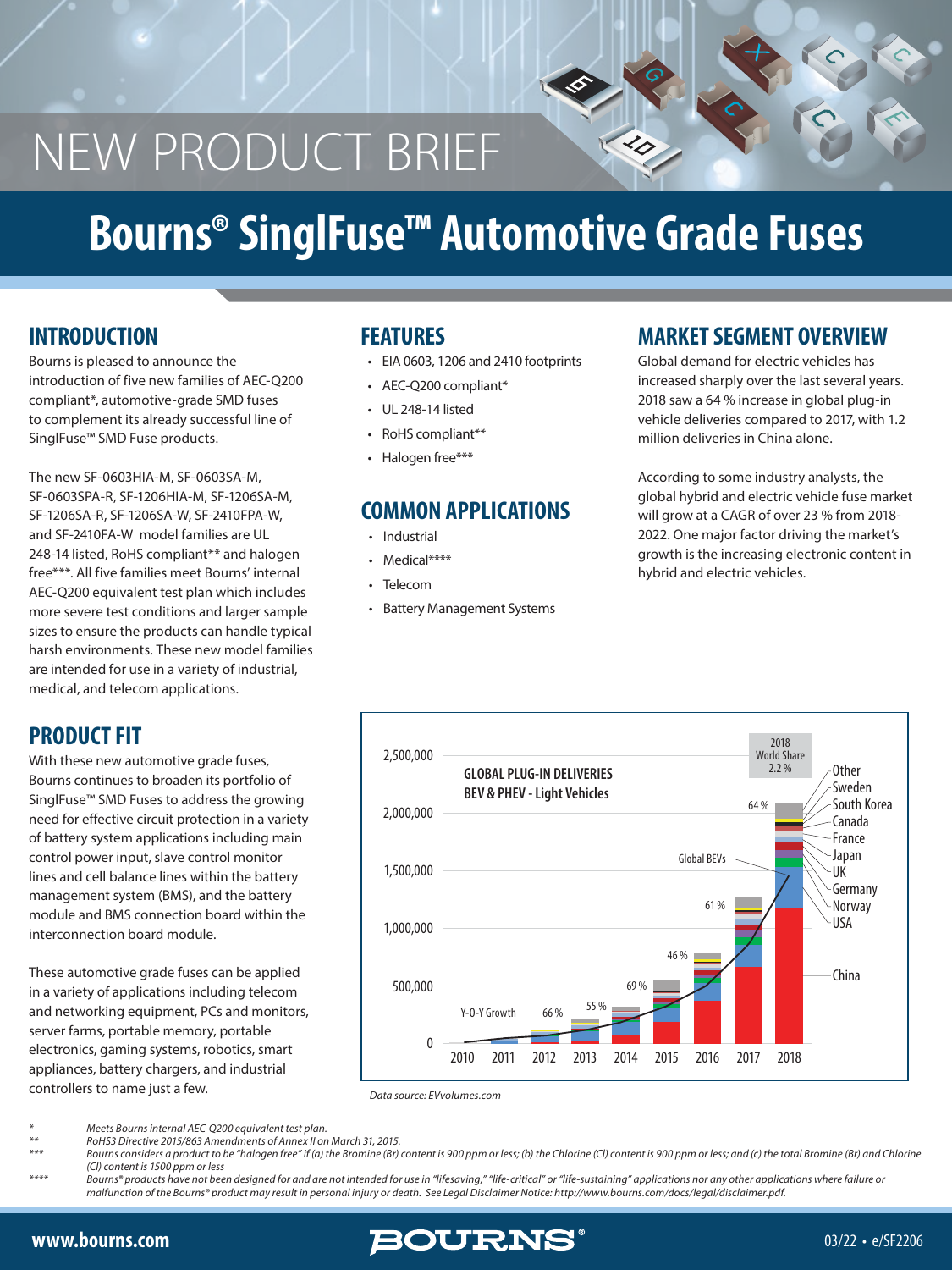# NEW PRODUCT BRIEF

# Bourns® SinglFuse™ Automotive Grade Fuses

## INTRODUCTION

Bourns is pleased to announce the introduction of five new families of AEC-Q200 compliant*, automotive-grade SMD fuses to complement its already successful line of SinglFuse™ SMD Fuse products.

The new SF-0603HIA-M, SF-0603SA-M, SF-0603SPA-R, SF-1206HIA-M, SF-1206SA-M, SF-1206SA-R, SF-1206SA-W, SF-2410FPA-W, and SF-2410FA-W model families are UL 248-14 listed, RoHS compliant** and halogen free***. All five families meet Bourns' internal AEC-Q200 equivalent test plan which includes more severe test conditions and larger sample sizes to ensure the products can handle typical harsh environments. These new model families are intended for use in a variety of industrial, medical, and telecom applications.

## PRODUCT FIT

With these new automotive grade fuses, Bourns continues to broaden its portfolio of SinglFuse™ SMD Fuses to address the growing need for effective circuit protection in a variety of battery system applications including main control power input, slave control monitor lines and cell balance lines within the battery management system (BMS), and the battery module and BMS connection board within the interconnection board module.

These automotive grade fuses can be applied in a variety of applications including telecom and networking equipment, PCs and monitors, server farms, portable memory, portable electronics, gaming systems, robotics, smart appliances, battery chargers, and industrial controllers to name just a few.

## FEATURES

- EIA 0603, 1206 and 2410 footprints
- AEC-Q200 compliant*
- UL 248-14 listed
- RoHS compliant**
- Halogen free***

## COMMON APPLICATIONS

- Industrial
- Medical****
- Telecom
- Battery Management Systems

## MARKET SEGMENT OVERVIEW

Global demand for electric vehicles has increased sharply over the last several years. 2018 saw a 64 % increase in global plug-in vehicle deliveries compared to 2017, with 1.2 million deliveries in China alone.

According to some industry analysts, the global hybrid and electric vehicle fuse market will grow at a CAGR of over 23 % from 2018-2022. One major factor driving the market's growth is the increasing electronic content in hybrid and electric vehicles.

Data source: EVvolumes.com

\* Meets Bourns internal AEC-Q200 equivalent test plan.

\*\* RoHS3 Directive 2015/863 Amendments of Annex II on March 31, 2015.

\*\*\* Bourns considers a product to be "halogen free" if (a) the Bromine (Br) content is 900 ppm or less; (b) the Chlorine (Cl) content is 900 ppm or less; and (c) the total Bromine (Br) and Chlorine (Cl) content is 1500 ppm or less

\*\*\*\* Bourns® products have not been designed for and are not intended for use in "lifesaving," "life-critical" or "life-sustaining" applications nor any other applications where failure or malfunction of the Bourns® product may result in personal injury or death. See Legal Disclaimer Notice: http://www.bourns.com/docs/legal/disclaimer.pdf.

www.bourns.com

03/22 • e/SF2206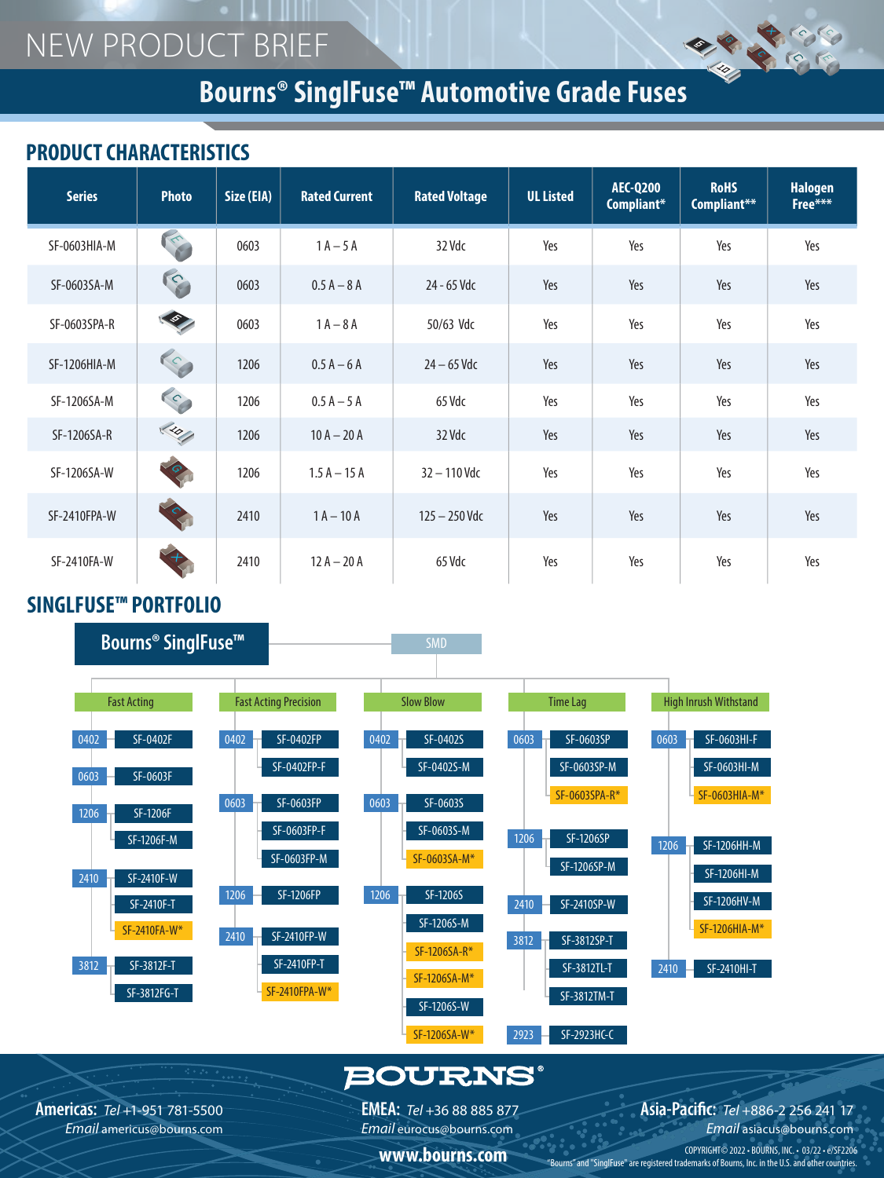NEW PRODUCT BRIEF

# Bourns® SinglFuse™ Automotive Grade Fuses

## PRODUCT CHARACTERISTICS

| Series | Photo | Size (EIA) | Rated Current | Rated Voltage | UL Listed | AEC-Q200 Compliant* | RoHS Compliant** | Halogen Free*** |
|---|---|---|---|---|---|---|---|---|
| SF-0603HIA-M | | 0603 | 1 A – 5 A | 32 Vdc | Yes | Yes | Yes | Yes |
| SF-0603SA-M | | 0603 | 0.5 A – 8 A | 24 - 65 Vdc | Yes | Yes | Yes | Yes |
| SF-0603SPA-R | | 0603 | 1 A – 8 A | 50/63 Vdc | Yes | Yes | Yes | Yes |
| SF-1206HIA-M | | 1206 | 0.5 A – 6 A | 24 – 65 Vdc | Yes | Yes | Yes | Yes |
| SF-1206SA-M | | 1206 | 0.5 A – 5 A | 65 Vdc | Yes | Yes | Yes | Yes |
| SF-1206SA-R | | 1206 | 10 A – 20 A | 32 Vdc | Yes | Yes | Yes | Yes |
| SF-1206SA-W | | 1206 | 1.5 A – 15 A | 32 – 110 Vdc | Yes | Yes | Yes | Yes |
| SF-2410FPA-W | | 2410 | 1 A – 10 A | 125 – 250 Vdc | Yes | Yes | Yes | Yes |
| SF-2410FA-W | | 2410 | 12 A – 20 A | 65 Vdc | Yes | Yes | Yes | Yes |

## SINGLFUSE™ PORTFOLIO

Bourns® SinglFuse™ — SMD

**Fast Acting**
- 0402: SF-0402F
- 0603: SF-0603F
- 1206: SF-1206F, SF-1206F-M
- 2410: SF-2410F-W, SF-2410F-T, SF-2410FA-W*
- 3812: SF-3812F-T, SF-3812FG-T

**Fast Acting Precision**
- 0402: SF-0402FP, SF-0402FP-F
- 0603: SF-0603FP, SF-0603FP-F, SF-0603FP-M
- 1206: SF-1206FP
- 2410: SF-2410FP-W, SF-2410FP-T, SF-2410FPA-W*

**Slow Blow**
- 0402: SF-0402S, SF-0402S-M
- 0603: SF-0603S, SF-0603S-M, SF-0603SA-M*
- 1206: SF-1206S, SF-1206S-M, SF-1206SA-R*, SF-1206SA-M*, SF-1206S-W, SF-1206SA-W*

**Time Lag**
- 0603: SF-0603SP, SF-0603SP-M, SF-0603SPA-R*
- 1206: SF-1206SP, SF-1206SP-M
- 2410: SF-2410SP-W
- 3812: SF-3812SP-T, SF-3812TL-T, SF-3812TM-T
- 2923: SF-2923HC-C

**High Inrush Withstand**
- 0603: SF-0603HI-F, SF-0603HI-M, SF-0603HIA-M*
- 1206: SF-1206HH-M, SF-1206HI-M, SF-1206HV-M, SF-1206HIA-M*
- 2410: SF-2410HI-T

BOURNS®

**Americas:** *Tel* +1-951 781-5500 *Email* americus@bourns.com

**EMEA:** *Tel* +36 88 885 877 *Email* eurocus@bourns.com

**Asia-Pacific:** *Tel* +886-2 256 241 17 *Email* asiacus@bourns.com

**www.bourns.com**

COPYRIGHT© 2022 • BOURNS, INC. • 03/22 • e/SF2206

"Bourns" and "SinglFuse" are registered trademarks of Bourns, Inc. in the U.S. and other countries.